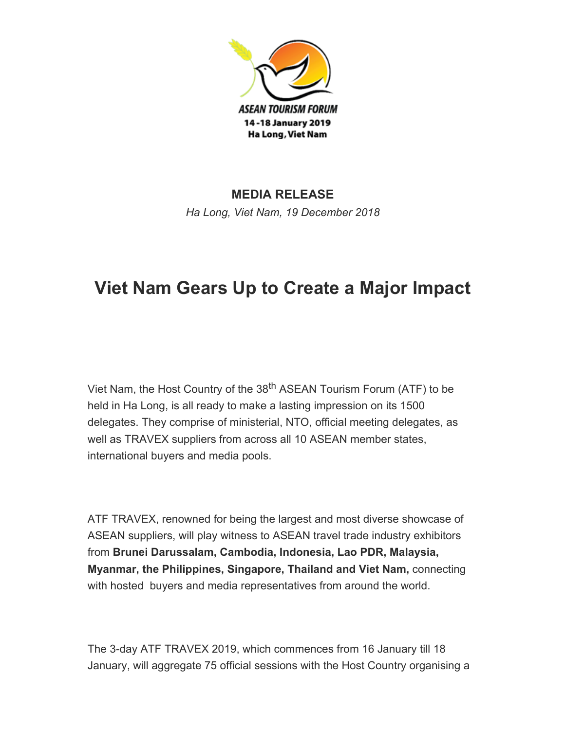ASEAN TOURISM FORUM

14 -18 January 2019

Ha Long, Viet Nam

**MEDIA RELEASE**

*Ha Long, Viet Nam, 19 December 2018*

# Viet Nam Gears Up to Create a Major Impact

Viet Nam, the Host Country of the 38th ASEAN Tourism Forum (ATF) to be held in Ha Long, is all ready to make a lasting impression on its 1500 delegates. They comprise of ministerial, NTO, official meeting delegates, as well as TRAVEX suppliers from across all 10 ASEAN member states, international buyers and media pools.

ATF TRAVEX, renowned for being the largest and most diverse showcase of ASEAN suppliers, will play witness to ASEAN travel trade industry exhibitors from **Brunei Darussalam, Cambodia, Indonesia, Lao PDR, Malaysia, Myanmar, the Philippines, Singapore, Thailand and Viet Nam,** connecting with hosted buyers and media representatives from around the world.

The 3-day ATF TRAVEX 2019, which commences from 16 January till 18 January, will aggregate 75 official sessions with the Host Country organising a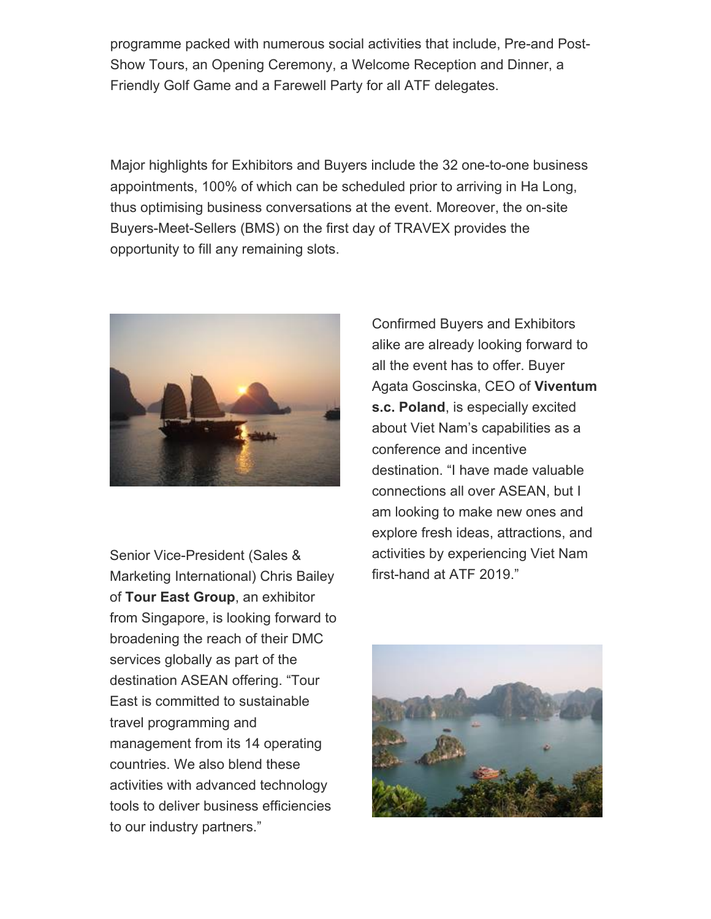programme packed with numerous social activities that include, Pre-and Post-Show Tours, an Opening Ceremony, a Welcome Reception and Dinner, a Friendly Golf Game and a Farewell Party for all ATF delegates.

Major highlights for Exhibitors and Buyers include the 32 one-to-one business appointments, 100% of which can be scheduled prior to arriving in Ha Long, thus optimising business conversations at the event. Moreover, the on-site Buyers-Meet-Sellers (BMS) on the first day of TRAVEX provides the opportunity to fill any remaining slots.

Confirmed Buyers and Exhibitors alike are already looking forward to all the event has to offer. Buyer Agata Goscinska, CEO of **Viventum s.c. Poland**, is especially excited about Viet Nam's capabilities as a conference and incentive destination. "I have made valuable connections all over ASEAN, but I am looking to make new ones and explore fresh ideas, attractions, and activities by experiencing Viet Nam first-hand at ATF 2019."

Senior Vice-President (Sales & Marketing International) Chris Bailey of **Tour East Group**, an exhibitor from Singapore, is looking forward to broadening the reach of their DMC services globally as part of the destination ASEAN offering. "Tour East is committed to sustainable travel programming and management from its 14 operating countries. We also blend these activities with advanced technology tools to deliver business efficiencies to our industry partners."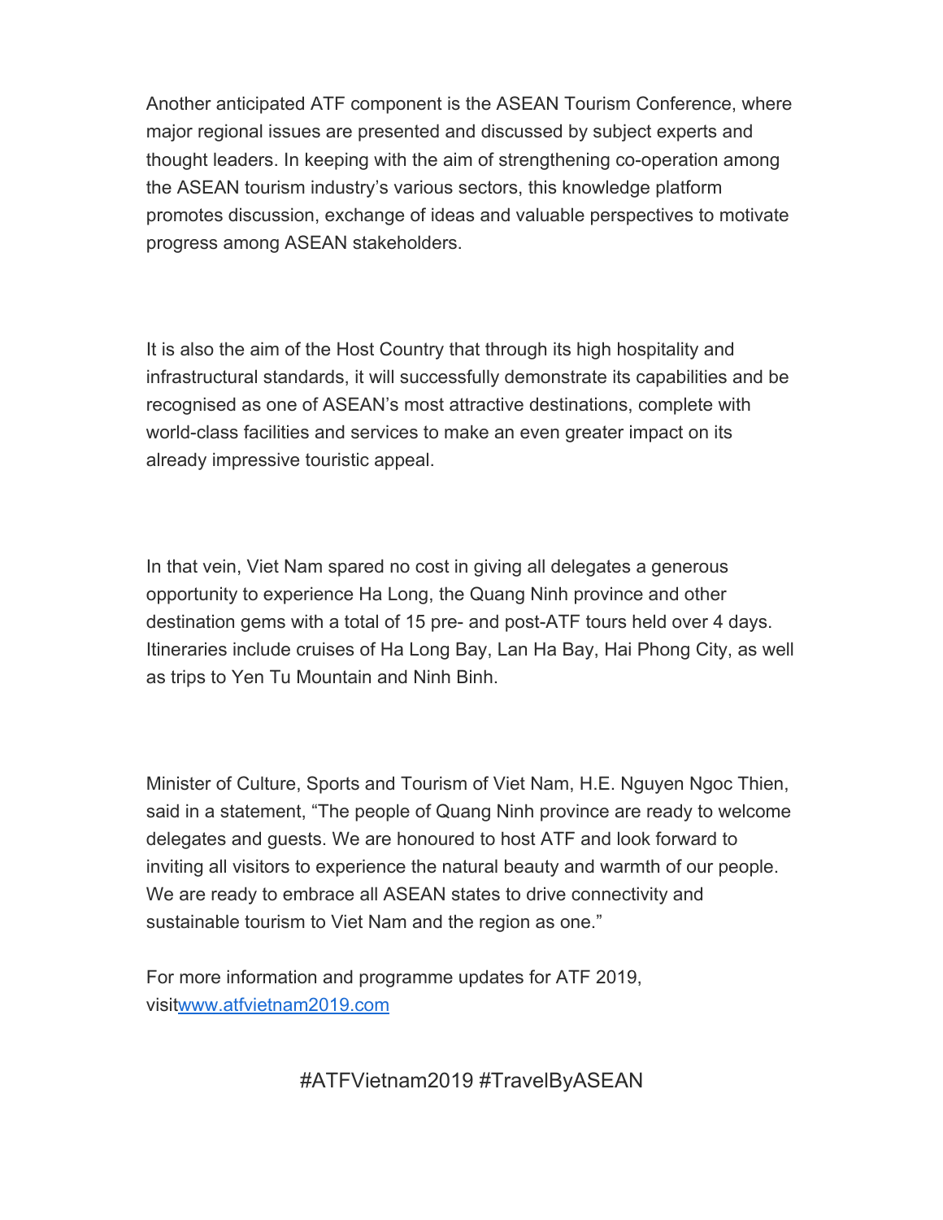Another anticipated ATF component is the ASEAN Tourism Conference, where major regional issues are presented and discussed by subject experts and thought leaders. In keeping with the aim of strengthening co-operation among the ASEAN tourism industry's various sectors, this knowledge platform promotes discussion, exchange of ideas and valuable perspectives to motivate progress among ASEAN stakeholders.

It is also the aim of the Host Country that through its high hospitality and infrastructural standards, it will successfully demonstrate its capabilities and be recognised as one of ASEAN's most attractive destinations, complete with world-class facilities and services to make an even greater impact on its already impressive touristic appeal.

In that vein, Viet Nam spared no cost in giving all delegates a generous opportunity to experience Ha Long, the Quang Ninh province and other destination gems with a total of 15 pre- and post-ATF tours held over 4 days. Itineraries include cruises of Ha Long Bay, Lan Ha Bay, Hai Phong City, as well as trips to Yen Tu Mountain and Ninh Binh.

Minister of Culture, Sports and Tourism of Viet Nam, H.E. Nguyen Ngoc Thien, said in a statement, "The people of Quang Ninh province are ready to welcome delegates and guests. We are honoured to host ATF and look forward to inviting all visitors to experience the natural beauty and warmth of our people. We are ready to embrace all ASEAN states to drive connectivity and sustainable tourism to Viet Nam and the region as one."

For more information and programme updates for ATF 2019, visit[www.atfvietnam2019.com](http://www.atfvietnam2019.com)

#ATFVietnam2019 #TravelByASEAN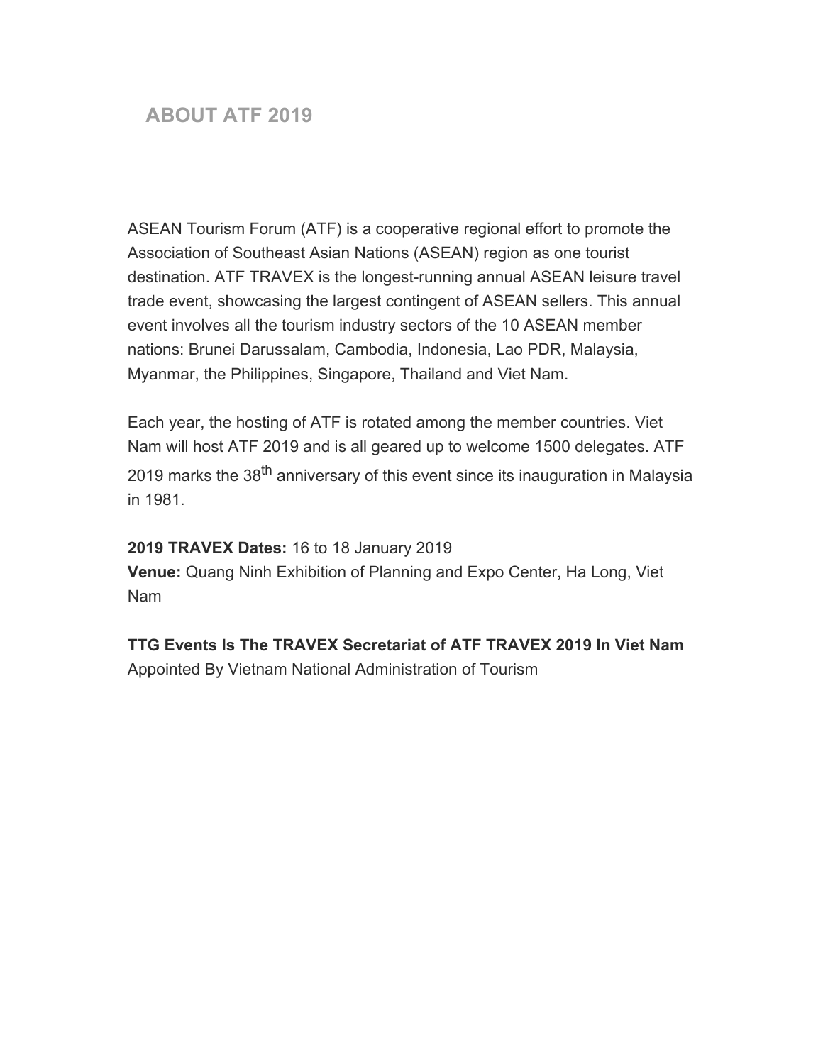## ABOUT ATF 2019

ASEAN Tourism Forum (ATF) is a cooperative regional effort to promote the Association of Southeast Asian Nations (ASEAN) region as one tourist destination. ATF TRAVEX is the longest-running annual ASEAN leisure travel trade event, showcasing the largest contingent of ASEAN sellers. This annual event involves all the tourism industry sectors of the 10 ASEAN member nations: Brunei Darussalam, Cambodia, Indonesia, Lao PDR, Malaysia, Myanmar, the Philippines, Singapore, Thailand and Viet Nam.

Each year, the hosting of ATF is rotated among the member countries. Viet Nam will host ATF 2019 and is all geared up to welcome 1500 delegates. ATF 2019 marks the 38th anniversary of this event since its inauguration in Malaysia in 1981.

**2019 TRAVEX Dates:** 16 to 18 January 2019
**Venue:** Quang Ninh Exhibition of Planning and Expo Center, Ha Long, Viet Nam

**TTG Events Is The TRAVEX Secretariat of ATF TRAVEX 2019 In Viet Nam**
Appointed By Vietnam National Administration of Tourism